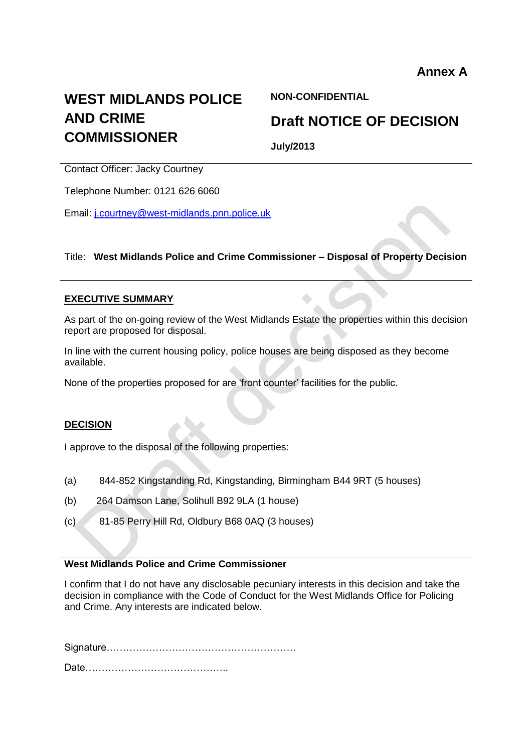**Annex A**

# WEST MIDLANDS POLICE AND CRIME COMMISSIONER

**NON-CONFIDENTIAL**

## Draft NOTICE OF DECISION

**July/2013**

---

Contact Officer: Jacky Courtney

Telephone Number: 0121 626 6060

Email: j.courtney@west-midlands.pnn.police.uk

Title: **West Midlands Police and Crime Commissioner – Disposal of Property Decision**

---

**EXECUTIVE SUMMARY**

As part of the on-going review of the West Midlands Estate the properties within this decision report are proposed for disposal.

In line with the current housing policy, police houses are being disposed as they become available.

None of the properties proposed for are 'front counter' facilities for the public.

**DECISION**

I approve to the disposal of the following properties:

(a) 844-852 Kingstanding Rd, Kingstanding, Birmingham B44 9RT (5 houses)

(b) 264 Damson Lane, Solihull B92 9LA (1 house)

(c) 81-85 Perry Hill Rd, Oldbury B68 0AQ (3 houses)

---

**West Midlands Police and Crime Commissioner**

I confirm that I do not have any disclosable pecuniary interests in this decision and take the decision in compliance with the Code of Conduct for the West Midlands Office for Policing and Crime. Any interests are indicated below.

Signature………………………………………………….

Date……………………………………..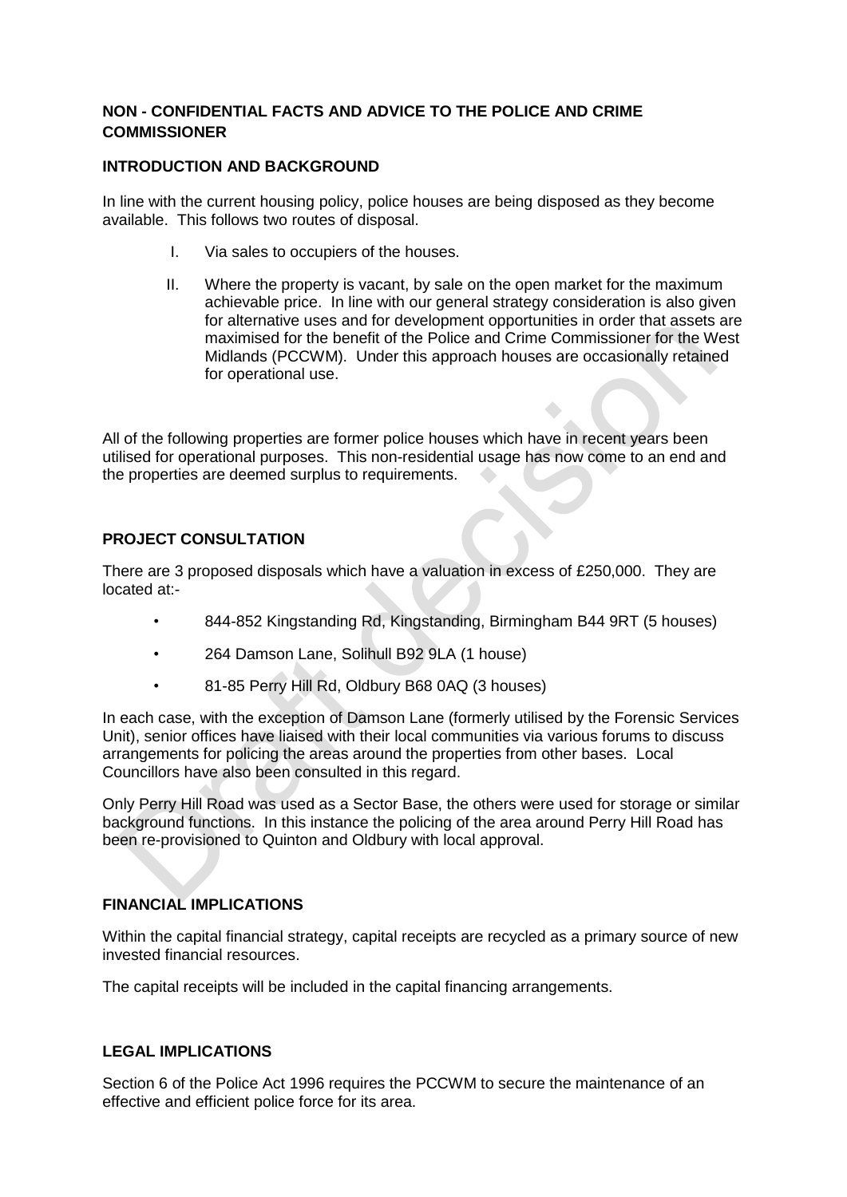**NON - CONFIDENTIAL FACTS AND ADVICE TO THE POLICE AND CRIME COMMISSIONER**

**INTRODUCTION AND BACKGROUND**

In line with the current housing policy, police houses are being disposed as they become available. This follows two routes of disposal.

I. Via sales to occupiers of the houses.

II. Where the property is vacant, by sale on the open market for the maximum achievable price. In line with our general strategy consideration is also given for alternative uses and for development opportunities in order that assets are maximised for the benefit of the Police and Crime Commissioner for the West Midlands (PCCWM). Under this approach houses are occasionally retained for operational use.

All of the following properties are former police houses which have in recent years been utilised for operational purposes. This non-residential usage has now come to an end and the properties are deemed surplus to requirements.

**PROJECT CONSULTATION**

There are 3 proposed disposals which have a valuation in excess of £250,000. They are located at:-

- 844-852 Kingstanding Rd, Kingstanding, Birmingham B44 9RT (5 houses)
- 264 Damson Lane, Solihull B92 9LA (1 house)
- 81-85 Perry Hill Rd, Oldbury B68 0AQ (3 houses)

In each case, with the exception of Damson Lane (formerly utilised by the Forensic Services Unit), senior offices have liaised with their local communities via various forums to discuss arrangements for policing the areas around the properties from other bases. Local Councillors have also been consulted in this regard.

Only Perry Hill Road was used as a Sector Base, the others were used for storage or similar background functions. In this instance the policing of the area around Perry Hill Road has been re-provisioned to Quinton and Oldbury with local approval.

**FINANCIAL IMPLICATIONS**

Within the capital financial strategy, capital receipts are recycled as a primary source of new invested financial resources.

The capital receipts will be included in the capital financing arrangements.

**LEGAL IMPLICATIONS**

Section 6 of the Police Act 1996 requires the PCCWM to secure the maintenance of an effective and efficient police force for its area.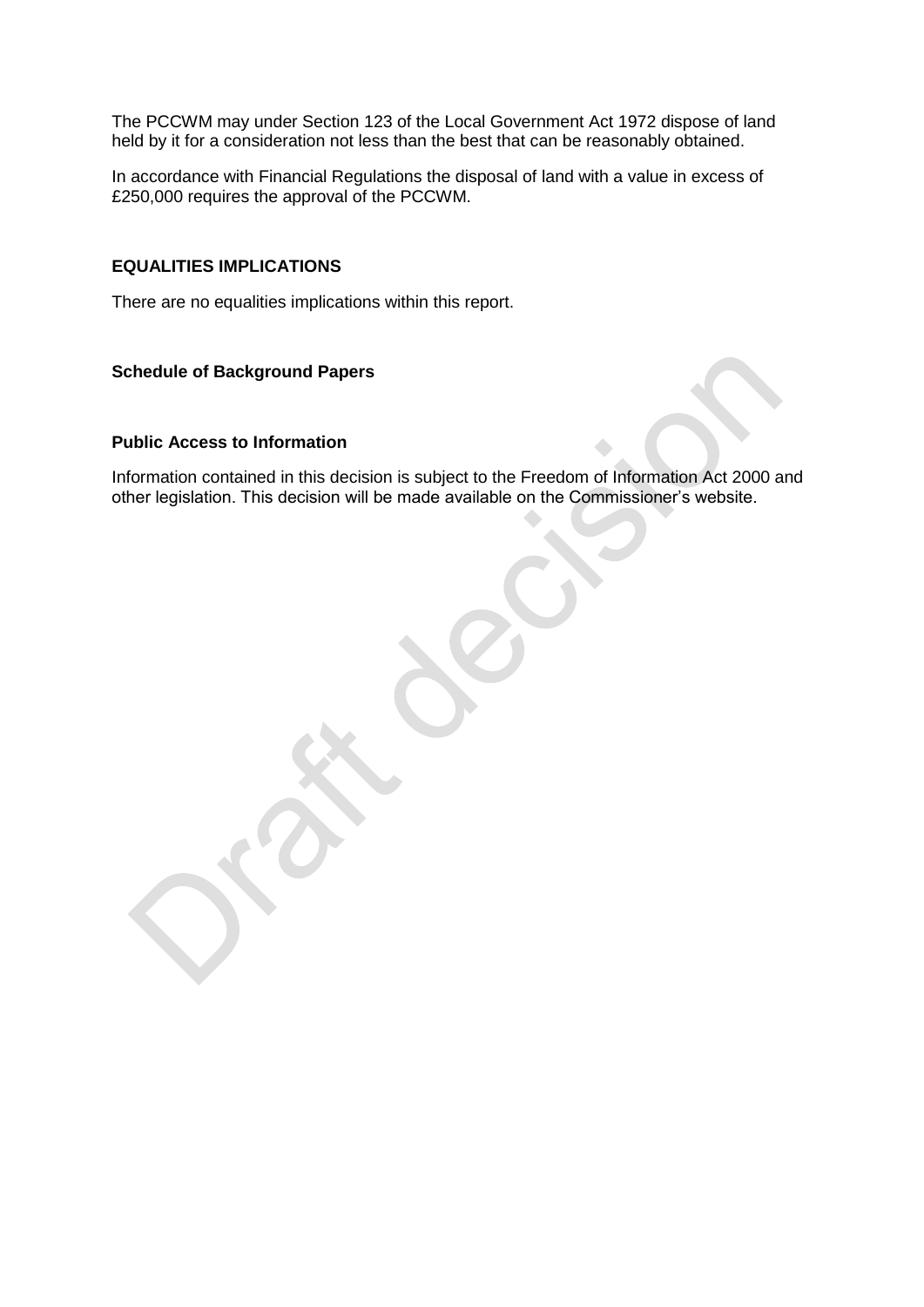The PCCWM may under Section 123 of the Local Government Act 1972 dispose of land held by it for a consideration not less than the best that can be reasonably obtained.

In accordance with Financial Regulations the disposal of land with a value in excess of £250,000 requires the approval of the PCCWM.

**EQUALITIES IMPLICATIONS**

There are no equalities implications within this report.

**Schedule of Background Papers**

**Public Access to Information**

Information contained in this decision is subject to the Freedom of Information Act 2000 and other legislation. This decision will be made available on the Commissioner's website.